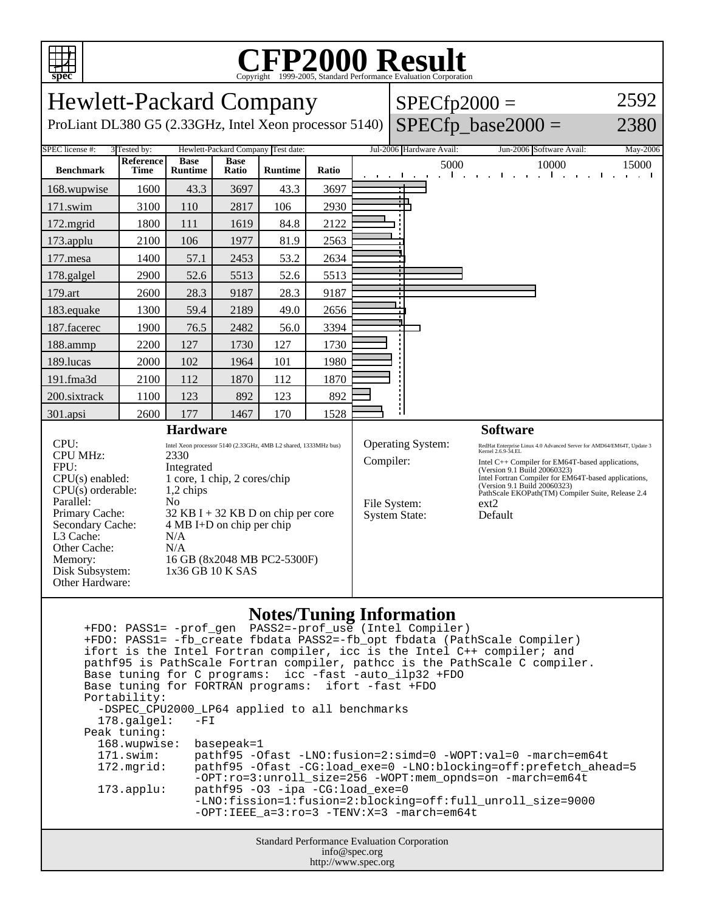# CFP2000 Result

Copyright 1999-2005, Standard Performance Evaluation Corporation

## Hewlett-Packard Company

ProLiant DL380 G5 (2.33GHz, Intel Xeon processor 5140)

SPECfp2000 = 2592

SPECfp_base2000 = 2380

SPEC license #: 3 | Tested by: Hewlett-Packard Company | Test date: Jul-2006 | Hardware Avail: Jun-2006 | Software Avail: May-2006

| Benchmark | Reference Time | Base Runtime | Base Ratio | Runtime | Ratio |
|---|---|---|---|---|---|
| 168.wupwise | 1600 | 43.3 | 3697 | 43.3 | 3697 |
| 171.swim | 3100 | 110 | 2817 | 106 | 2930 |
| 172.mgrid | 1800 | 111 | 1619 | 84.8 | 2122 |
| 173.applu | 2100 | 106 | 1977 | 81.9 | 2563 |
| 177.mesa | 1400 | 57.1 | 2453 | 53.2 | 2634 |
| 178.galgel | 2900 | 52.6 | 5513 | 52.6 | 5513 |
| 179.art | 2600 | 28.3 | 9187 | 28.3 | 9187 |
| 183.equake | 1300 | 59.4 | 2189 | 49.0 | 2656 |
| 187.facerec | 1900 | 76.5 | 2482 | 56.0 | 3394 |
| 188.ammp | 2200 | 127 | 1730 | 127 | 1730 |
| 189.lucas | 2000 | 102 | 1964 | 101 | 1980 |
| 191.fma3d | 2100 | 112 | 1870 | 112 | 1870 |
| 200.sixtrack | 1100 | 123 | 892 | 123 | 892 |
| 301.apsi | 2600 | 177 | 1467 | 170 | 1528 |

### Hardware

| | |
|---|---|
| CPU: | Intel Xeon processor 5140 (2.33GHz, 4MB L2 shared, 1333MHz bus) |
| CPU MHz: | 2330 |
| FPU: | Integrated |
| CPU(s) enabled: | 1 core, 1 chip, 2 cores/chip |
| CPU(s) orderable: | 1,2 chips |
| Parallel: | No |
| Primary Cache: | 32 KB I + 32 KB D on chip per core |
| Secondary Cache: | 4 MB I+D on chip per chip |
| L3 Cache: | N/A |
| Other Cache: | N/A |
| Memory: | 16 GB (8x2048 MB PC2-5300F) |
| Disk Subsystem: | 1x36 GB 10 K SAS |
| Other Hardware: | |

### Software

| | |
|---|---|
| Operating System: | RedHat Enterprise Linux 4.0 Advanced Server for AMD64/EM64T, Update 3 Kernel 2.6.9-34.EL |
| Compiler: | Intel C++ Compiler for EM64T-based applications, (Version 9.1 Build 20060323) Intel Fortran Compiler for EM64T-based applications, (Version 9.1 Build 20060323) PathScale EKOPath(TM) Compiler Suite, Release 2.4 |
| File System: | ext2 |
| System State: | Default |

### Notes/Tuning Information

```
+FDO: PASS1= -prof_gen  PASS2=-prof_use (Intel Compiler)
+FDO: PASS1= -fb_create fbdata PASS2=-fb_opt fbdata (PathScale Compiler)
ifort is the Intel Fortran compiler, icc is the Intel C++ compiler; and
pathf95 is PathScale Fortran compiler, pathcc is the PathScale C compiler.
Base tuning for C programs:  icc -fast -auto_ilp32 +FDO
Base tuning for FORTRAN programs:  ifort -fast +FDO
Portability:
  -DSPEC_CPU2000_LP64 applied to all benchmarks
  178.galgel:   -FI
Peak tuning:
  168.wupwise:  basepeak=1
  171.swim:     pathf95 -Ofast -LNO:fusion=2:simd=0 -WOPT:val=0 -march=em64t
  172.mgrid:    pathf95 -Ofast -CG:load_exe=0 -LNO:blocking=off:prefetch_ahead=5
                -OPT:ro=3:unroll_size=256 -WOPT:mem_opnds=on -march=em64t
  173.applu:    pathf95 -O3 -ipa -CG:load_exe=0
                -LNO:fission=1:fusion=2:blocking=off:full_unroll_size=9000
                -OPT:IEEE_a=3:ro=3 -TENV:X=3 -march=em64t
```

Standard Performance Evaluation Corporation
info@spec.org
http://www.spec.org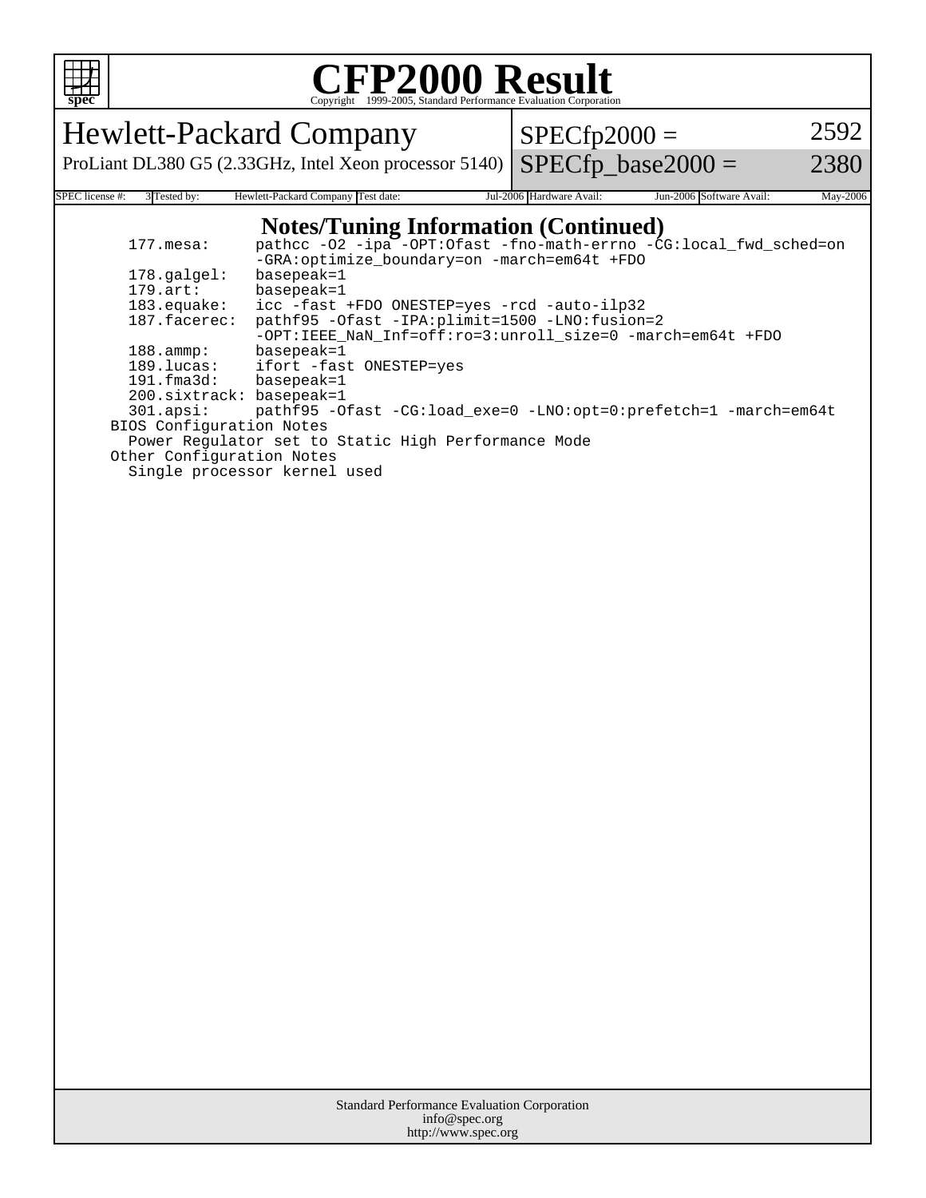# CFP2000 Result

Copyright 1999-2005, Standard Performance Evaluation Corporation

## Hewlett-Packard Company

ProLiant DL380 G5 (2.33GHz, Intel Xeon processor 5140)

SPECfp2000 = 2592

SPECfp_base2000 = 2380

| SPEC license #: | 3 | Tested by: | Hewlett-Packard Company | Test date: | Jul-2006 | Hardware Avail: | Jun-2006 | Software Avail: | May-2006 |
|---|---|---|---|---|---|---|---|---|---|

### Notes/Tuning Information (Continued)

```
   177.mesa:      pathcc -O2 -ipa -OPT:Ofast -fno-math-errno -CG:local_fwd_sched=on
                  -GRA:optimize_boundary=on -march=em64t +FDO
   178.galgel:    basepeak=1
   179.art:       basepeak=1
   183.equake:    icc -fast +FDO ONESTEP=yes -rcd -auto-ilp32
   187.facerec:   pathf95 -Ofast -IPA:plimit=1500 -LNO:fusion=2
                  -OPT:IEEE_NaN_Inf=off:ro=3:unroll_size=0 -march=em64t +FDO
   188.ammp:      basepeak=1
   189.lucas:     ifort -fast ONESTEP=yes
   191.fma3d:     basepeak=1
   200.sixtrack: basepeak=1
   301.apsi:      pathf95 -Ofast -CG:load_exe=0 -LNO:opt=0:prefetch=1 -march=em64t
 BIOS Configuration Notes
   Power Regulator set to Static High Performance Mode
 Other Configuration Notes
   Single processor kernel used
```

Standard Performance Evaluation Corporation
info@spec.org
http://www.spec.org